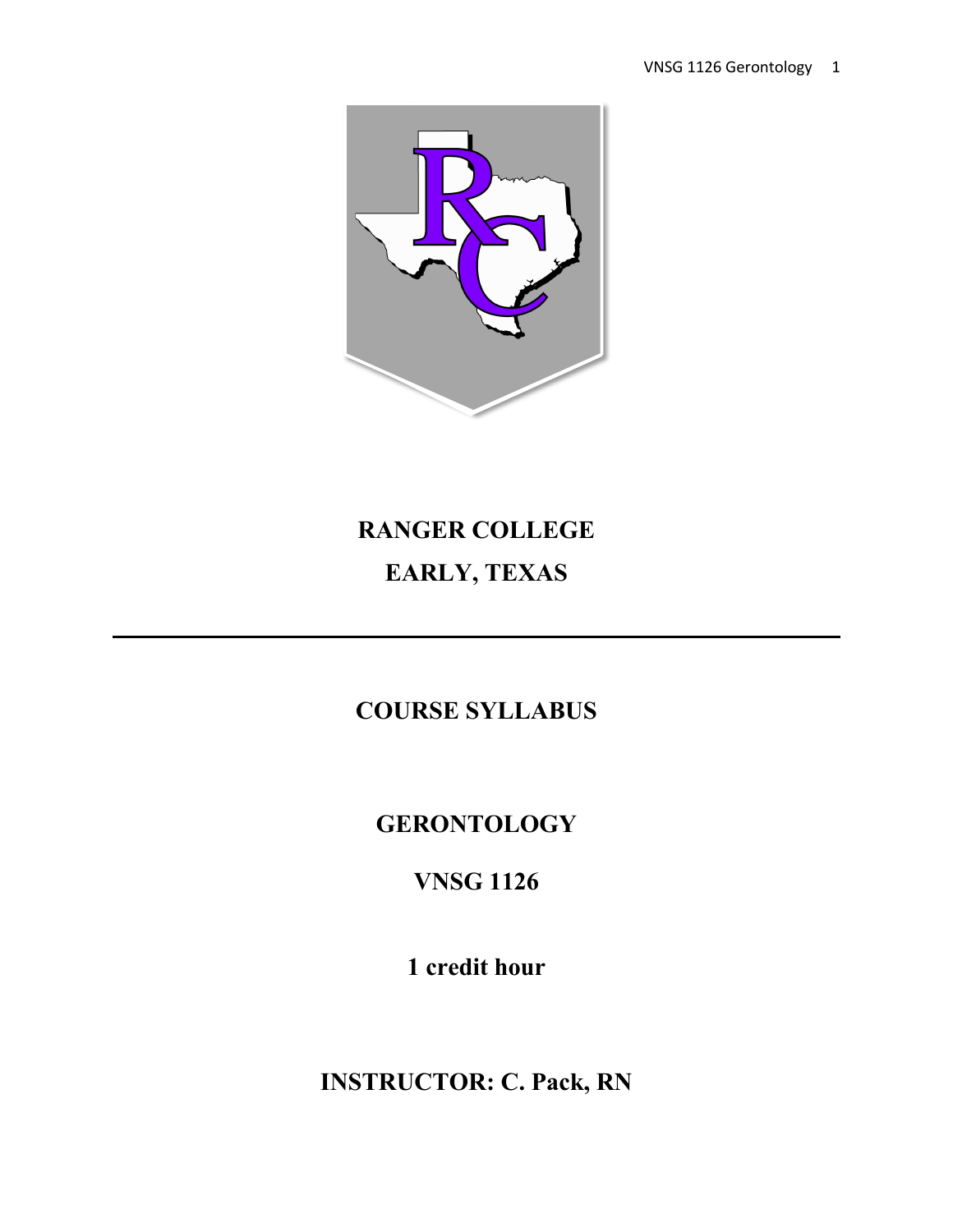# RANGER COLLEGE

# EARLY, TEXAS

---

# COURSE SYLLABUS

# GERONTOLOGY

# VNSG 1126

## 1 credit hour

## INSTRUCTOR: C. Pack, RN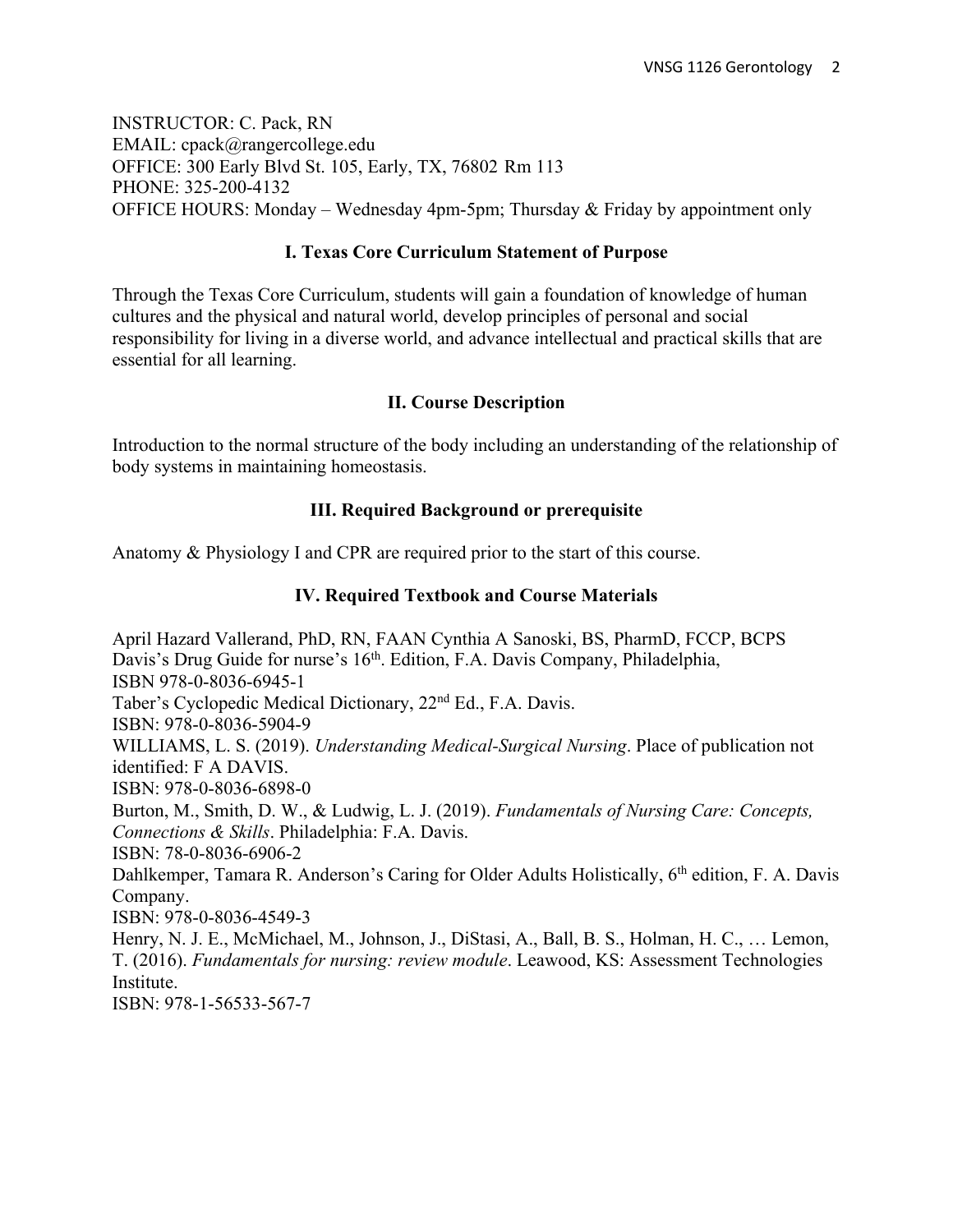INSTRUCTOR: C. Pack, RN
EMAIL: cpack@rangercollege.edu
OFFICE: 300 Early Blvd St. 105, Early, TX, 76802 Rm 113
PHONE: 325-200-4132
OFFICE HOURS: Monday – Wednesday 4pm-5pm; Thursday & Friday by appointment only

## I. Texas Core Curriculum Statement of Purpose

Through the Texas Core Curriculum, students will gain a foundation of knowledge of human cultures and the physical and natural world, develop principles of personal and social responsibility for living in a diverse world, and advance intellectual and practical skills that are essential for all learning.

## II. Course Description

Introduction to the normal structure of the body including an understanding of the relationship of body systems in maintaining homeostasis.

## III. Required Background or prerequisite

Anatomy & Physiology I and CPR are required prior to the start of this course.

## IV. Required Textbook and Course Materials

April Hazard Vallerand, PhD, RN, FAAN Cynthia A Sanoski, BS, PharmD, FCCP, BCPS
Davis's Drug Guide for nurse's 16th. Edition, F.A. Davis Company, Philadelphia,
ISBN 978-0-8036-6945-1
Taber's Cyclopedic Medical Dictionary, 22nd Ed., F.A. Davis.
ISBN: 978-0-8036-5904-9
WILLIAMS, L. S. (2019). *Understanding Medical-Surgical Nursing*. Place of publication not identified: F A DAVIS.
ISBN: 978-0-8036-6898-0
Burton, M., Smith, D. W., & Ludwig, L. J. (2019). *Fundamentals of Nursing Care: Concepts, Connections & Skills*. Philadelphia: F.A. Davis.
ISBN: 78-0-8036-6906-2
Dahlkemper, Tamara R. Anderson's Caring for Older Adults Holistically, 6th edition, F. A. Davis Company.
ISBN: 978-0-8036-4549-3
Henry, N. J. E., McMichael, M., Johnson, J., DiStasi, A., Ball, B. S., Holman, H. C., … Lemon, T. (2016). *Fundamentals for nursing: review module*. Leawood, KS: Assessment Technologies Institute.
ISBN: 978-1-56533-567-7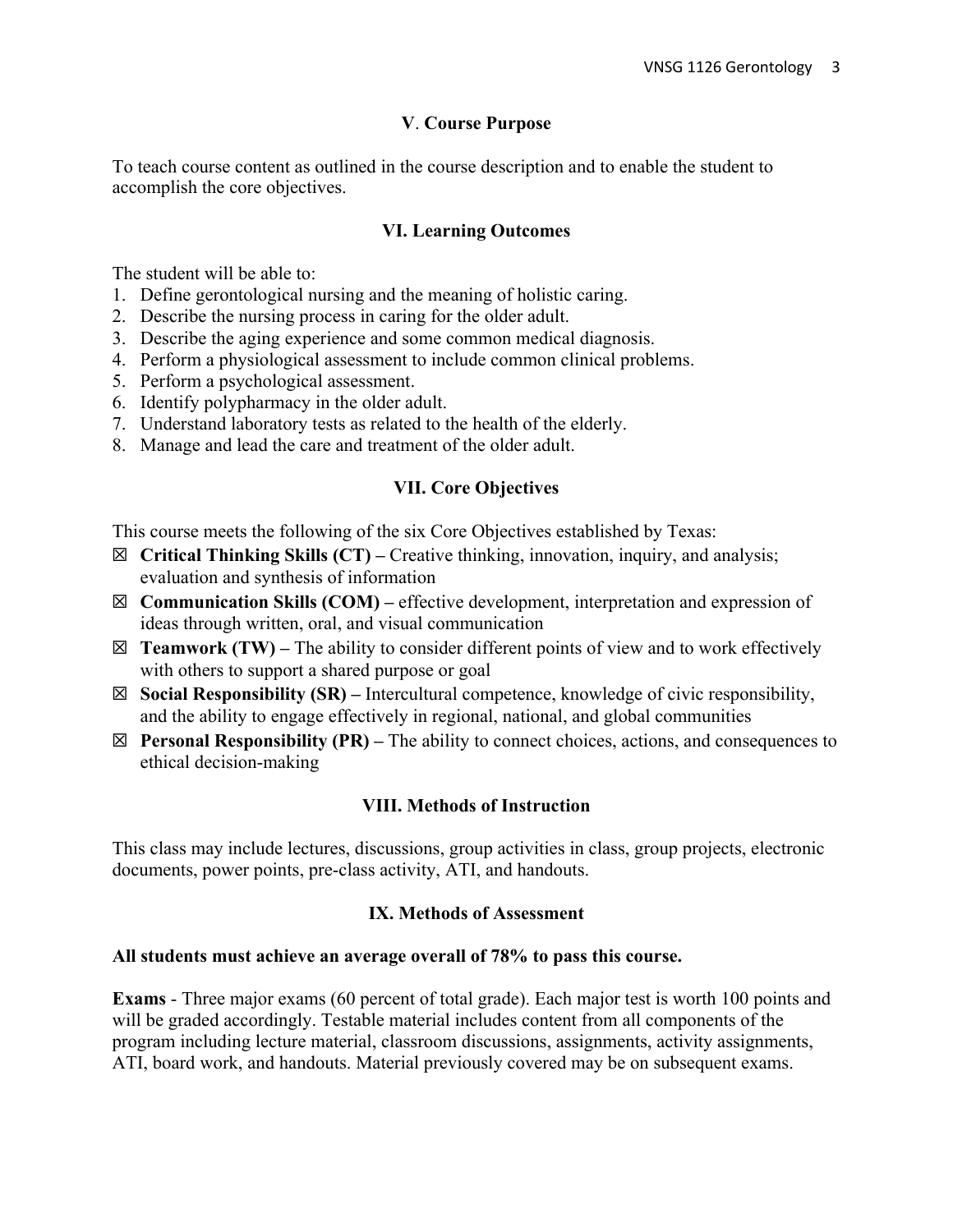## V. Course Purpose

To teach course content as outlined in the course description and to enable the student to accomplish the core objectives.

## VI. Learning Outcomes

The student will be able to:

1. Define gerontological nursing and the meaning of holistic caring.
2. Describe the nursing process in caring for the older adult.
3. Describe the aging experience and some common medical diagnosis.
4. Perform a physiological assessment to include common clinical problems.
5. Perform a psychological assessment.
6. Identify polypharmacy in the older adult.
7. Understand laboratory tests as related to the health of the elderly.
8. Manage and lead the care and treatment of the older adult.

## VII. Core Objectives

This course meets the following of the six Core Objectives established by Texas:

- ☒ **Critical Thinking Skills (CT) –** Creative thinking, innovation, inquiry, and analysis; evaluation and synthesis of information
- ☒ **Communication Skills (COM) –** effective development, interpretation and expression of ideas through written, oral, and visual communication
- ☒ **Teamwork (TW) –** The ability to consider different points of view and to work effectively with others to support a shared purpose or goal
- ☒ **Social Responsibility (SR) –** Intercultural competence, knowledge of civic responsibility, and the ability to engage effectively in regional, national, and global communities
- ☒ **Personal Responsibility (PR) –** The ability to connect choices, actions, and consequences to ethical decision-making

## VIII. Methods of Instruction

This class may include lectures, discussions, group activities in class, group projects, electronic documents, power points, pre-class activity, ATI, and handouts.

## IX. Methods of Assessment

**All students must achieve an average overall of 78% to pass this course.**

**Exams** - Three major exams (60 percent of total grade). Each major test is worth 100 points and will be graded accordingly. Testable material includes content from all components of the program including lecture material, classroom discussions, assignments, activity assignments, ATI, board work, and handouts. Material previously covered may be on subsequent exams.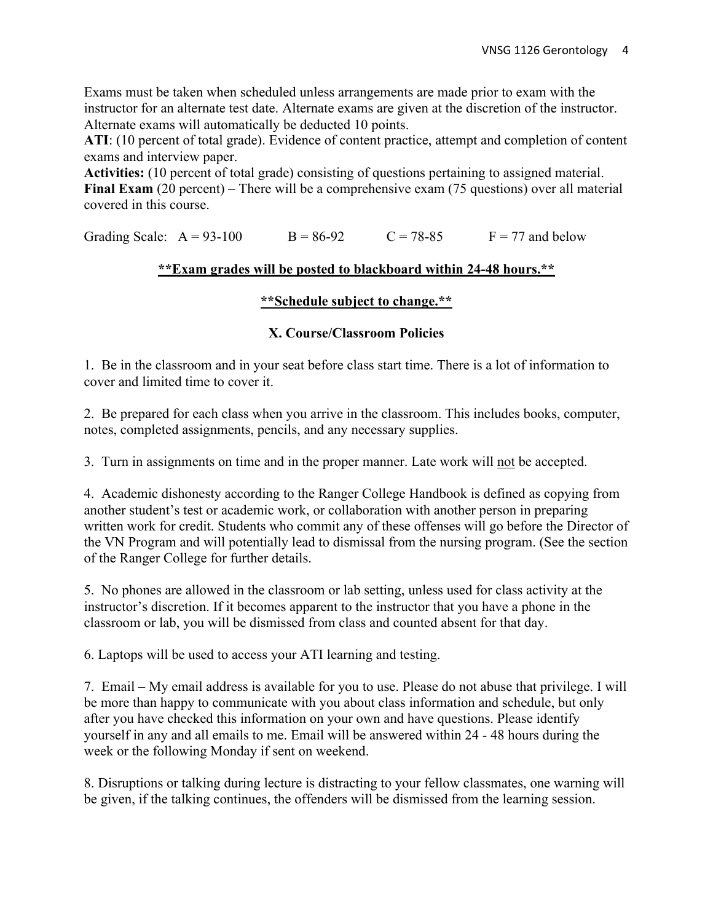Exams must be taken when scheduled unless arrangements are made prior to exam with the instructor for an alternate test date. Alternate exams are given at the discretion of the instructor. Alternate exams will automatically be deducted 10 points.

**ATI**: (10 percent of total grade). Evidence of content practice, attempt and completion of content exams and interview paper.

**Activities:** (10 percent of total grade) consisting of questions pertaining to assigned material.

**Final Exam** (20 percent) – There will be a comprehensive exam (75 questions) over all material covered in this course.

Grading Scale: A = 93-100 B = 86-92 C = 78-85 F = 77 and below

<u>**Exam grades will be posted to blackboard within 24-48 hours.**</u>

<u>**Schedule subject to change.**</u>

## X. Course/Classroom Policies

1. Be in the classroom and in your seat before class start time. There is a lot of information to cover and limited time to cover it.

2. Be prepared for each class when you arrive in the classroom. This includes books, computer, notes, completed assignments, pencils, and any necessary supplies.

3. Turn in assignments on time and in the proper manner. Late work will <u>not</u> be accepted.

4. Academic dishonesty according to the Ranger College Handbook is defined as copying from another student's test or academic work, or collaboration with another person in preparing written work for credit. Students who commit any of these offenses will go before the Director of the VN Program and will potentially lead to dismissal from the nursing program. (See the section of the Ranger College for further details.

5. No phones are allowed in the classroom or lab setting, unless used for class activity at the instructor's discretion. If it becomes apparent to the instructor that you have a phone in the classroom or lab, you will be dismissed from class and counted absent for that day.

6. Laptops will be used to access your ATI learning and testing.

7. Email – My email address is available for you to use. Please do not abuse that privilege. I will be more than happy to communicate with you about class information and schedule, but only after you have checked this information on your own and have questions. Please identify yourself in any and all emails to me. Email will be answered within 24 - 48 hours during the week or the following Monday if sent on weekend.

8. Disruptions or talking during lecture is distracting to your fellow classmates, one warning will be given, if the talking continues, the offenders will be dismissed from the learning session.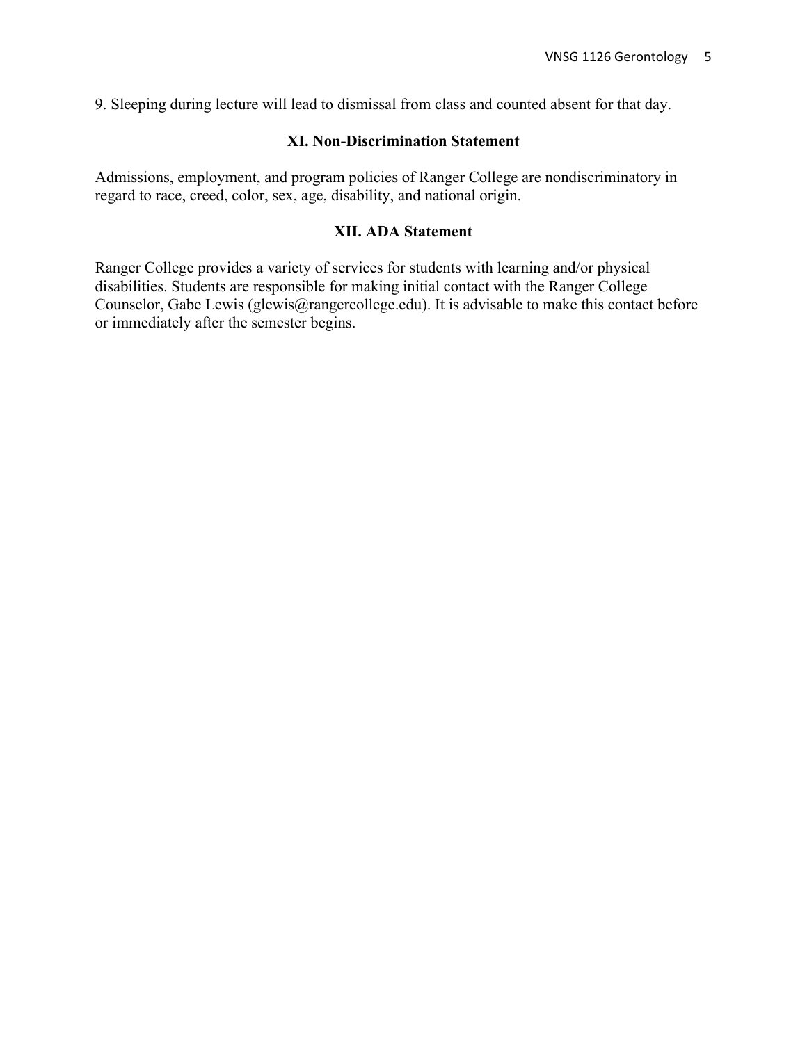9. Sleeping during lecture will lead to dismissal from class and counted absent for that day.

## XI. Non-Discrimination Statement

Admissions, employment, and program policies of Ranger College are nondiscriminatory in regard to race, creed, color, sex, age, disability, and national origin.

## XII. ADA Statement

Ranger College provides a variety of services for students with learning and/or physical disabilities. Students are responsible for making initial contact with the Ranger College Counselor, Gabe Lewis (glewis@rangercollege.edu). It is advisable to make this contact before or immediately after the semester begins.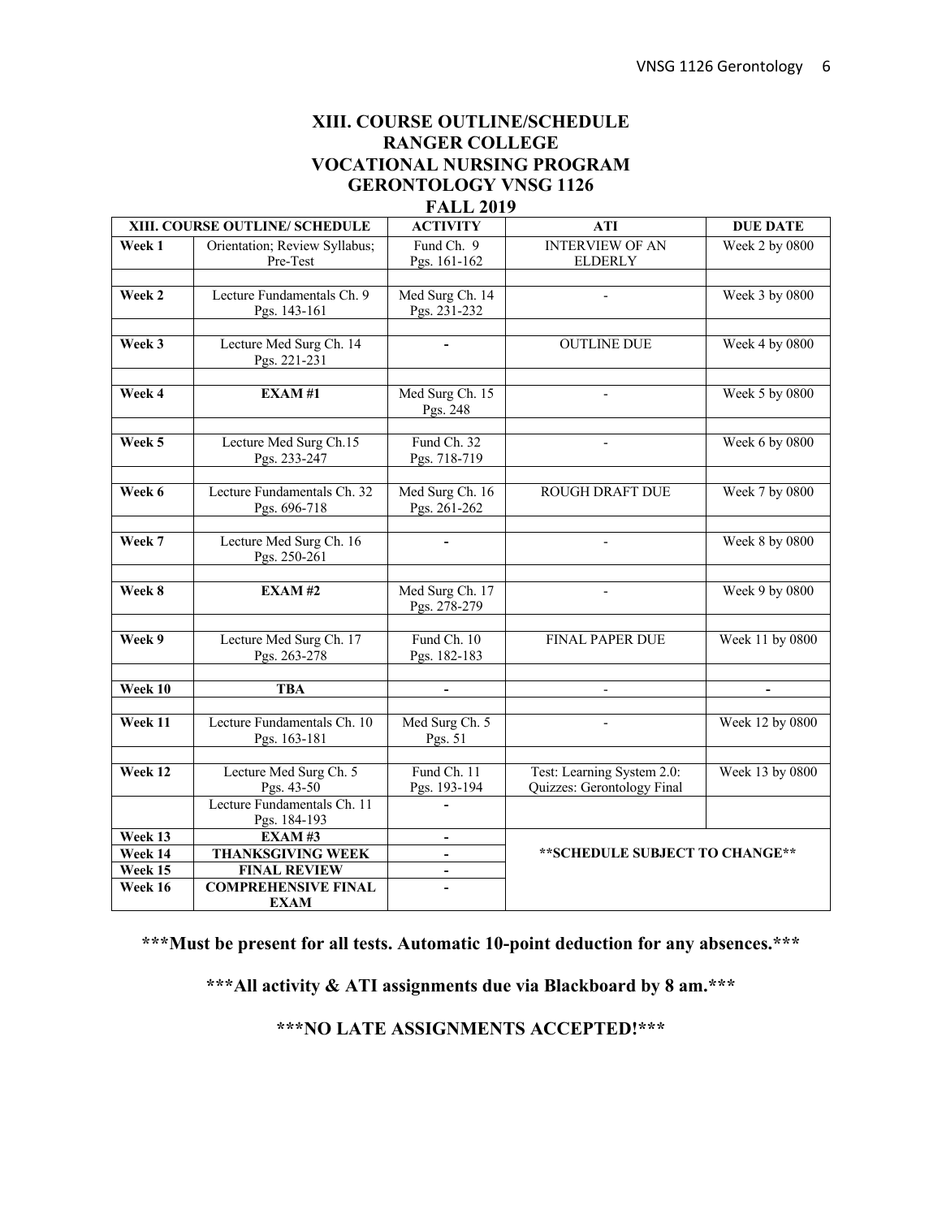# XIII. COURSE OUTLINE/SCHEDULE
# RANGER COLLEGE
# VOCATIONAL NURSING PROGRAM
# GERONTOLOGY VNSG 1126
# FALL 2019

| XIII. COURSE OUTLINE/ SCHEDULE | | ACTIVITY | ATI | DUE DATE |
|---|---|---|---|---|
| **Week 1** | Orientation; Review Syllabus; Pre-Test | Fund Ch. 9 Pgs. 161-162 | INTERVIEW OF AN ELDERLY | Week 2 by 0800 |
| **Week 2** | Lecture Fundamentals Ch. 9 Pgs. 143-161 | Med Surg Ch. 14 Pgs. 231-232 | - | Week 3 by 0800 |
| **Week 3** | Lecture Med Surg Ch. 14 Pgs. 221-231 | - | OUTLINE DUE | Week 4 by 0800 |
| **Week 4** | **EXAM #1** | Med Surg Ch. 15 Pgs. 248 | - | Week 5 by 0800 |
| **Week 5** | Lecture Med Surg Ch.15 Pgs. 233-247 | Fund Ch. 32 Pgs. 718-719 | - | Week 6 by 0800 |
| **Week 6** | Lecture Fundamentals Ch. 32 Pgs. 696-718 | Med Surg Ch. 16 Pgs. 261-262 | ROUGH DRAFT DUE | Week 7 by 0800 |
| **Week 7** | Lecture Med Surg Ch. 16 Pgs. 250-261 | - | - | Week 8 by 0800 |
| **Week 8** | **EXAM #2** | Med Surg Ch. 17 Pgs. 278-279 | - | Week 9 by 0800 |
| **Week 9** | Lecture Med Surg Ch. 17 Pgs. 263-278 | Fund Ch. 10 Pgs. 182-183 | FINAL PAPER DUE | Week 11 by 0800 |
| **Week 10** | **TBA** | - | - | - |
| **Week 11** | Lecture Fundamentals Ch. 10 Pgs. 163-181 | Med Surg Ch. 5 Pgs. 51 | - | Week 12 by 0800 |
| **Week 12** | Lecture Med Surg Ch. 5 Pgs. 43-50 | Fund Ch. 11 Pgs. 193-194 | Test: Learning System 2.0: Quizzes: Gerontology Final | Week 13 by 0800 |
| | Lecture Fundamentals Ch. 11 Pgs. 184-193 | - | | |
| **Week 13** | **EXAM #3** | - | **\*\*SCHEDULE SUBJECT TO CHANGE\*\*** | |
| **Week 14** | **THANKSGIVING WEEK** | - | | |
| **Week 15** | **FINAL REVIEW** | - | | |
| **Week 16** | **COMPREHENSIVE FINAL EXAM** | - | | |

**\*\*\*Must be present for all tests. Automatic 10-point deduction for any absences.\*\*\***

**\*\*\*All activity & ATI assignments due via Blackboard by 8 am.\*\*\***

**\*\*\*NO LATE ASSIGNMENTS ACCEPTED!\*\*\***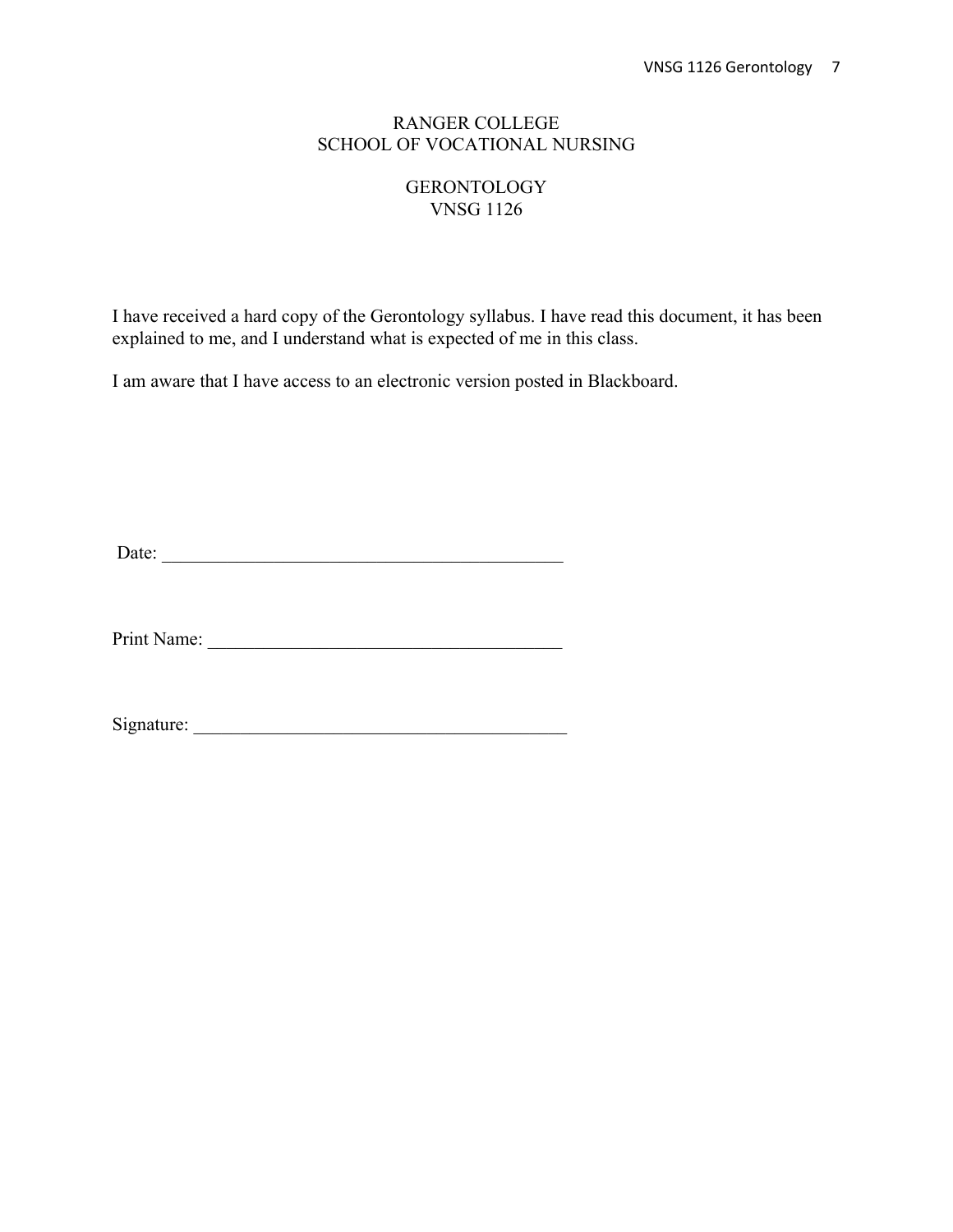RANGER COLLEGE
SCHOOL OF VOCATIONAL NURSING

GERONTOLOGY
VNSG 1126

I have received a hard copy of the Gerontology syllabus. I have read this document, it has been explained to me, and I understand what is expected of me in this class.

I am aware that I have access to an electronic version posted in Blackboard.

Date: ____________________________________________

Print Name: ______________________________________

Signature: ________________________________________